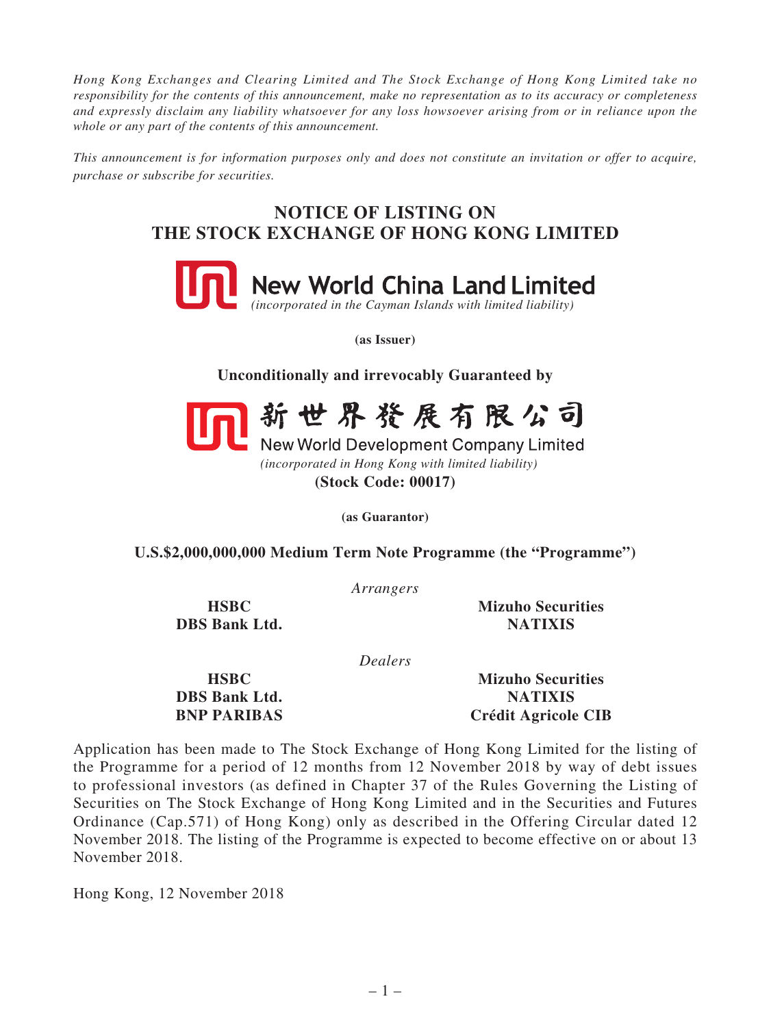*Hong Kong Exchanges and Clearing Limited and The Stock Exchange of Hong Kong Limited take no responsibility for the contents of this announcement, make no representation as to its accuracy or completeness and expressly disclaim any liability whatsoever for any loss howsoever arising from or in reliance upon the whole or any part of the contents of this announcement.*

*This announcement is for information purposes only and does not constitute an invitation or offer to acquire, purchase or subscribe for securities.*

# NOTICE OF LISTING ON THE STOCK EXCHANGE OF HONG KONG LIMITED

**New World China Land Limited**

*(incorporated in the Cayman Islands with limited liability)*

**(as Issuer)**

**Unconditionally and irrevocably Guaranteed by**

**新世界發展有限公司**

**New World Development Company Limited**

*(incorporated in Hong Kong with limited liability)*

**(Stock Code: 00017)**

**(as Guarantor)**

**U.S.$2,000,000,000 Medium Term Note Programme (the "Programme")**

*Arrangers*

**HSBC**
**DBS Bank Ltd.**
**Mizuho Securities**
**NATIXIS**

*Dealers*

**HSBC**
**DBS Bank Ltd.**
**BNP PARIBAS**
**Mizuho Securities**
**NATIXIS**
**Crédit Agricole CIB**

Application has been made to The Stock Exchange of Hong Kong Limited for the listing of the Programme for a period of 12 months from 12 November 2018 by way of debt issues to professional investors (as defined in Chapter 37 of the Rules Governing the Listing of Securities on The Stock Exchange of Hong Kong Limited and in the Securities and Futures Ordinance (Cap.571) of Hong Kong) only as described in the Offering Circular dated 12 November 2018. The listing of the Programme is expected to become effective on or about 13 November 2018.

Hong Kong, 12 November 2018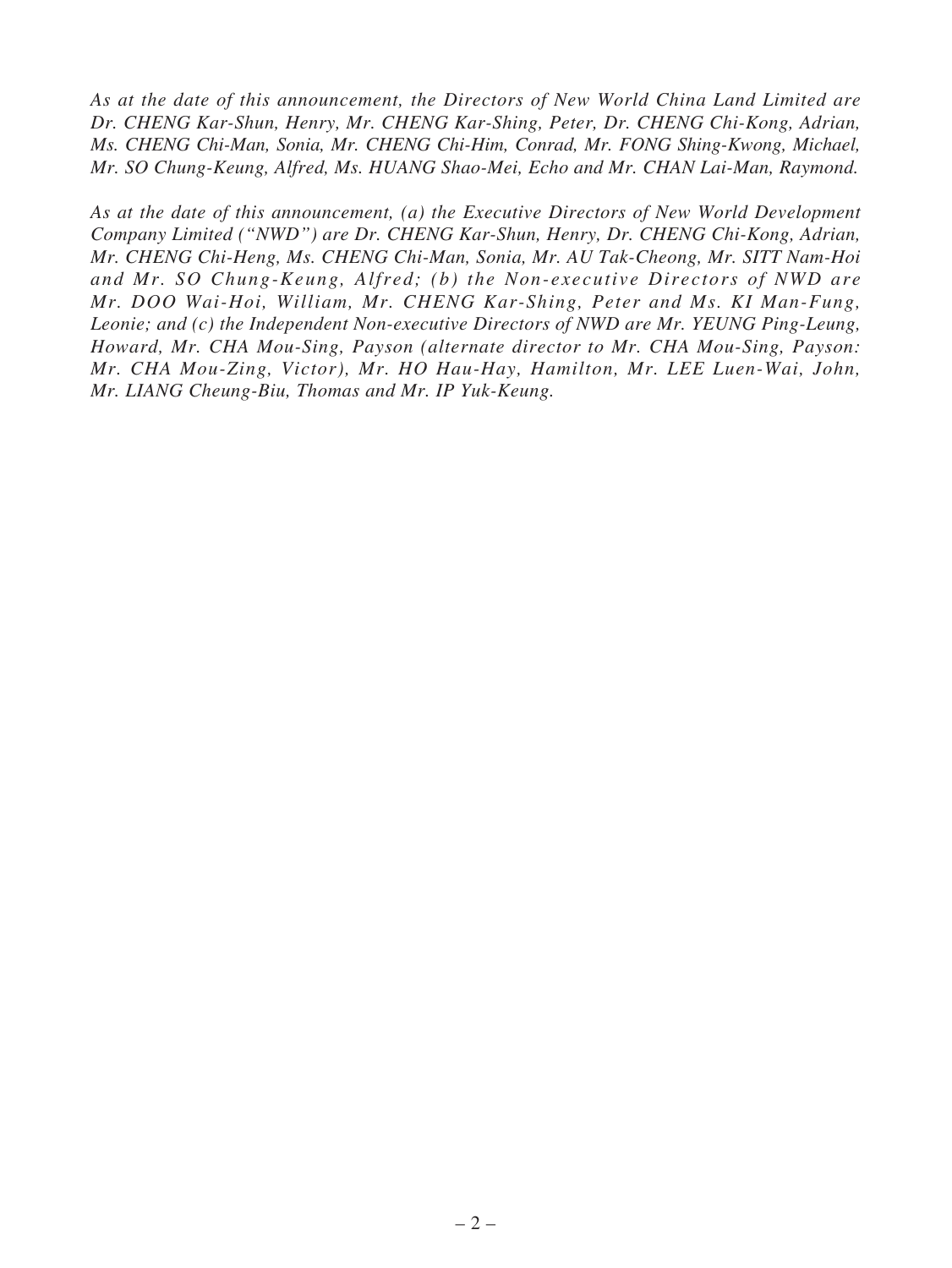*As at the date of this announcement, the Directors of New World China Land Limited are Dr. CHENG Kar-Shun, Henry, Mr. CHENG Kar-Shing, Peter, Dr. CHENG Chi-Kong, Adrian, Ms. CHENG Chi-Man, Sonia, Mr. CHENG Chi-Him, Conrad, Mr. FONG Shing-Kwong, Michael, Mr. SO Chung-Keung, Alfred, Ms. HUANG Shao-Mei, Echo and Mr. CHAN Lai-Man, Raymond.*

*As at the date of this announcement, (a) the Executive Directors of New World Development Company Limited ("NWD") are Dr. CHENG Kar-Shun, Henry, Dr. CHENG Chi-Kong, Adrian, Mr. CHENG Chi-Heng, Ms. CHENG Chi-Man, Sonia, Mr. AU Tak-Cheong, Mr. SITT Nam-Hoi and Mr. SO Chung-Keung, Alfred; (b) the Non-executive Directors of NWD are Mr. DOO Wai-Hoi, William, Mr. CHENG Kar-Shing, Peter and Ms. KI Man-Fung, Leonie; and (c) the Independent Non-executive Directors of NWD are Mr. YEUNG Ping-Leung, Howard, Mr. CHA Mou-Sing, Payson (alternate director to Mr. CHA Mou-Sing, Payson: Mr. CHA Mou-Zing, Victor), Mr. HO Hau-Hay, Hamilton, Mr. LEE Luen-Wai, John, Mr. LIANG Cheung-Biu, Thomas and Mr. IP Yuk-Keung.*